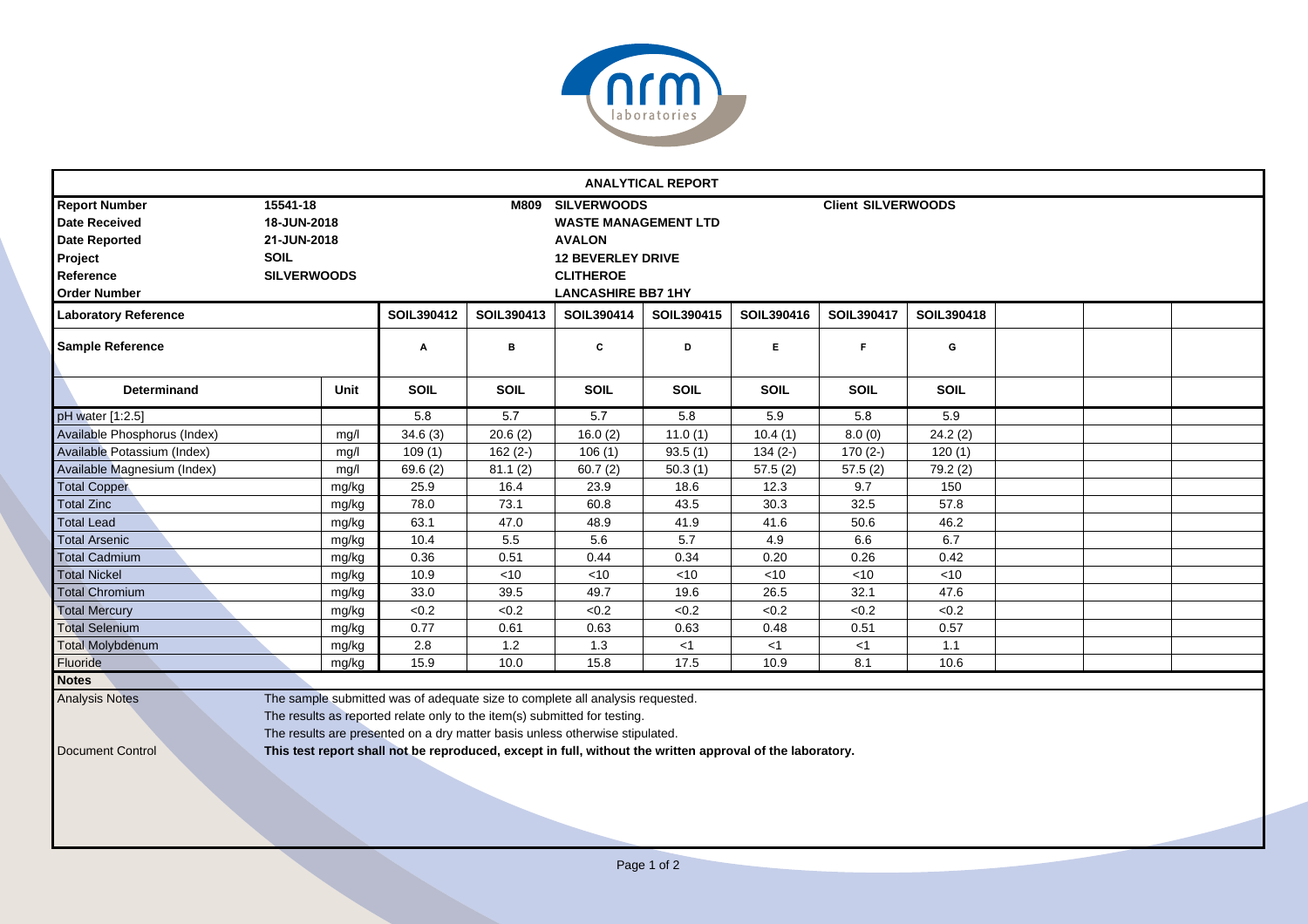# ANALYTICAL REPORT

| | | | |
|---|---|---|---|
| **Report Number** | **15541-18** | **M809** | **SILVERWOODS** |
| **Date Received** | **18-JUN-2018** | | **WASTE MANAGEMENT LTD** |
| **Date Reported** | **21-JUN-2018** | | **AVALON** |
| **Project** | **SOIL** | | **12 BEVERLEY DRIVE** |
| **Reference** | **SILVERWOODS** | | **CLITHEROE** |
| **Order Number** | | | **LANCASHIRE BB7 1HY** |

**Client SILVERWOODS**

| **Laboratory Reference** | | **SOIL390412** | **SOIL390413** | **SOIL390414** | **SOIL390415** | **SOIL390416** | **SOIL390417** | **SOIL390418** | | | |
|---|---|---|---|---|---|---|---|---|---|---|---|
| **Sample Reference** | | **A** | **B** | **C** | **D** | **E** | **F** | **G** | | | |
| **Determinand** | **Unit** | **SOIL** | **SOIL** | **SOIL** | **SOIL** | **SOIL** | **SOIL** | **SOIL** | | | |
| pH water [1:2.5] | | 5.8 | 5.7 | 5.7 | 5.8 | 5.9 | 5.8 | 5.9 | | | |
| Available Phosphorus (Index) | mg/l | 34.6 (3) | 20.6 (2) | 16.0 (2) | 11.0 (1) | 10.4 (1) | 8.0 (0) | 24.2 (2) | | | |
| Available Potassium (Index) | mg/l | 109 (1) | 162 (2-) | 106 (1) | 93.5 (1) | 134 (2-) | 170 (2-) | 120 (1) | | | |
| Available Magnesium (Index) | mg/l | 69.6 (2) | 81.1 (2) | 60.7 (2) | 50.3 (1) | 57.5 (2) | 57.5 (2) | 79.2 (2) | | | |
| Total Copper | mg/kg | 25.9 | 16.4 | 23.9 | 18.6 | 12.3 | 9.7 | 150 | | | |
| Total Zinc | mg/kg | 78.0 | 73.1 | 60.8 | 43.5 | 30.3 | 32.5 | 57.8 | | | |
| Total Lead | mg/kg | 63.1 | 47.0 | 48.9 | 41.9 | 41.6 | 50.6 | 46.2 | | | |
| Total Arsenic | mg/kg | 10.4 | 5.5 | 5.6 | 5.7 | 4.9 | 6.6 | 6.7 | | | |
| Total Cadmium | mg/kg | 0.36 | 0.51 | 0.44 | 0.34 | 0.20 | 0.26 | 0.42 | | | |
| Total Nickel | mg/kg | 10.9 | <10 | <10 | <10 | <10 | <10 | <10 | | | |
| Total Chromium | mg/kg | 33.0 | 39.5 | 49.7 | 19.6 | 26.5 | 32.1 | 47.6 | | | |
| Total Mercury | mg/kg | <0.2 | <0.2 | <0.2 | <0.2 | <0.2 | <0.2 | <0.2 | | | |
| Total Selenium | mg/kg | 0.77 | 0.61 | 0.63 | 0.63 | 0.48 | 0.51 | 0.57 | | | |
| Total Molybdenum | mg/kg | 2.8 | 1.2 | 1.3 | <1 | <1 | <1 | 1.1 | | | |
| Fluoride | mg/kg | 15.9 | 10.0 | 15.8 | 17.5 | 10.9 | 8.1 | 10.6 | | | |

**Notes**

Analysis Notes

The sample submitted was of adequate size to complete all analysis requested.
The results as reported relate only to the item(s) submitted for testing.
The results are presented on a dry matter basis unless otherwise stipulated.

Document Control

**This test report shall not be reproduced, except in full, without the written approval of the laboratory.**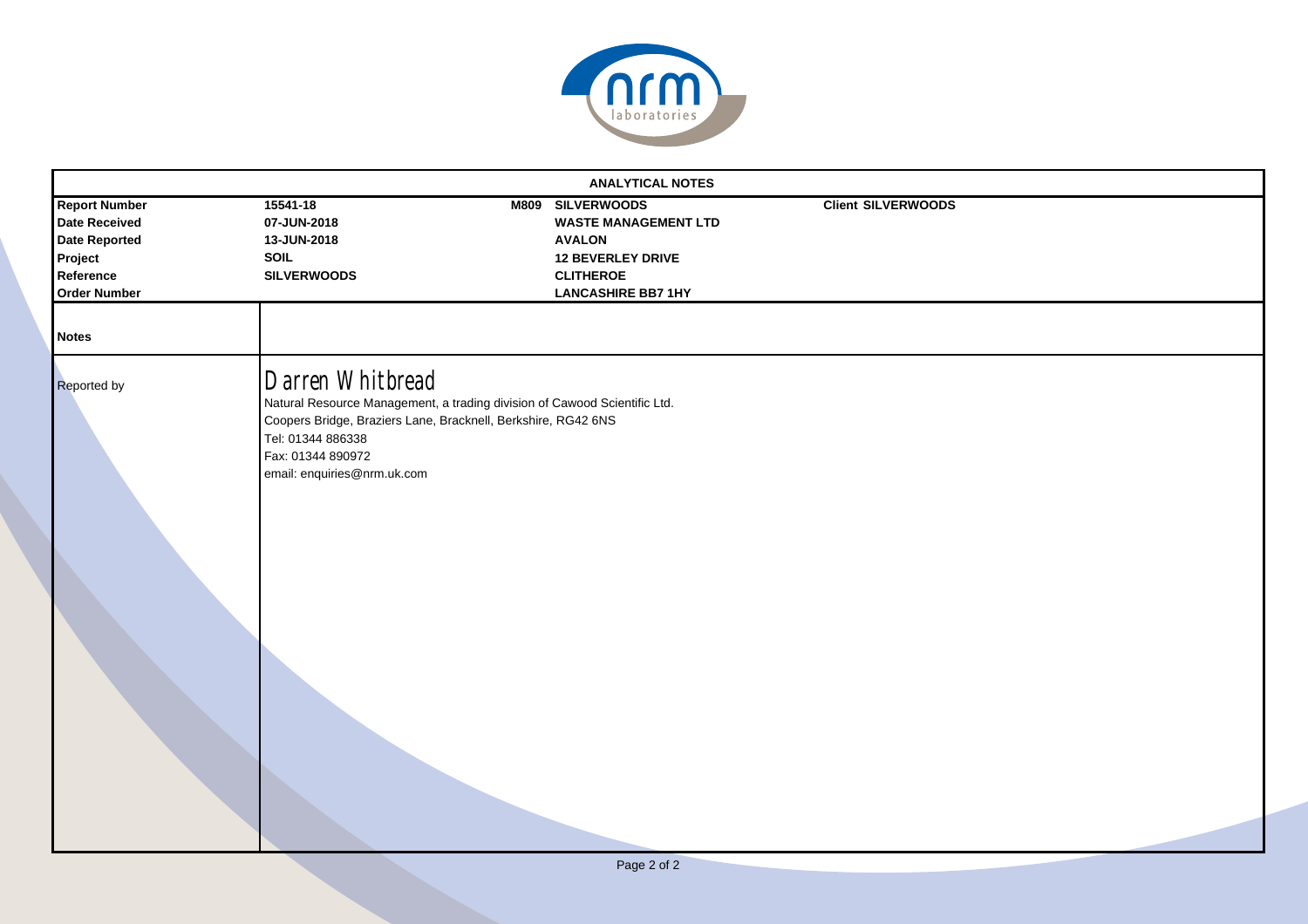## ANALYTICAL NOTES

| | | | |
|---|---|---|---|
| **Report Number** | **15541-18** | **M809 SILVERWOODS** | **Client SILVERWOODS** |
| **Date Received** | **07-JUN-2018** | **WASTE MANAGEMENT LTD** | |
| **Date Reported** | **13-JUN-2018** | **AVALON** | |
| **Project** | **SOIL** | **12 BEVERLEY DRIVE** | |
| **Reference** | **SILVERWOODS** | **CLITHEROE** | |
| **Order Number** | | **LANCASHIRE BB7 1HY** | |

**Notes**

Reported by

Darren Whitbread

Natural Resource Management, a trading division of Cawood Scientific Ltd.
Coopers Bridge, Braziers Lane, Bracknell, Berkshire, RG42 6NS
Tel: 01344 886338
Fax: 01344 890972
email: enquiries@nrm.uk.com